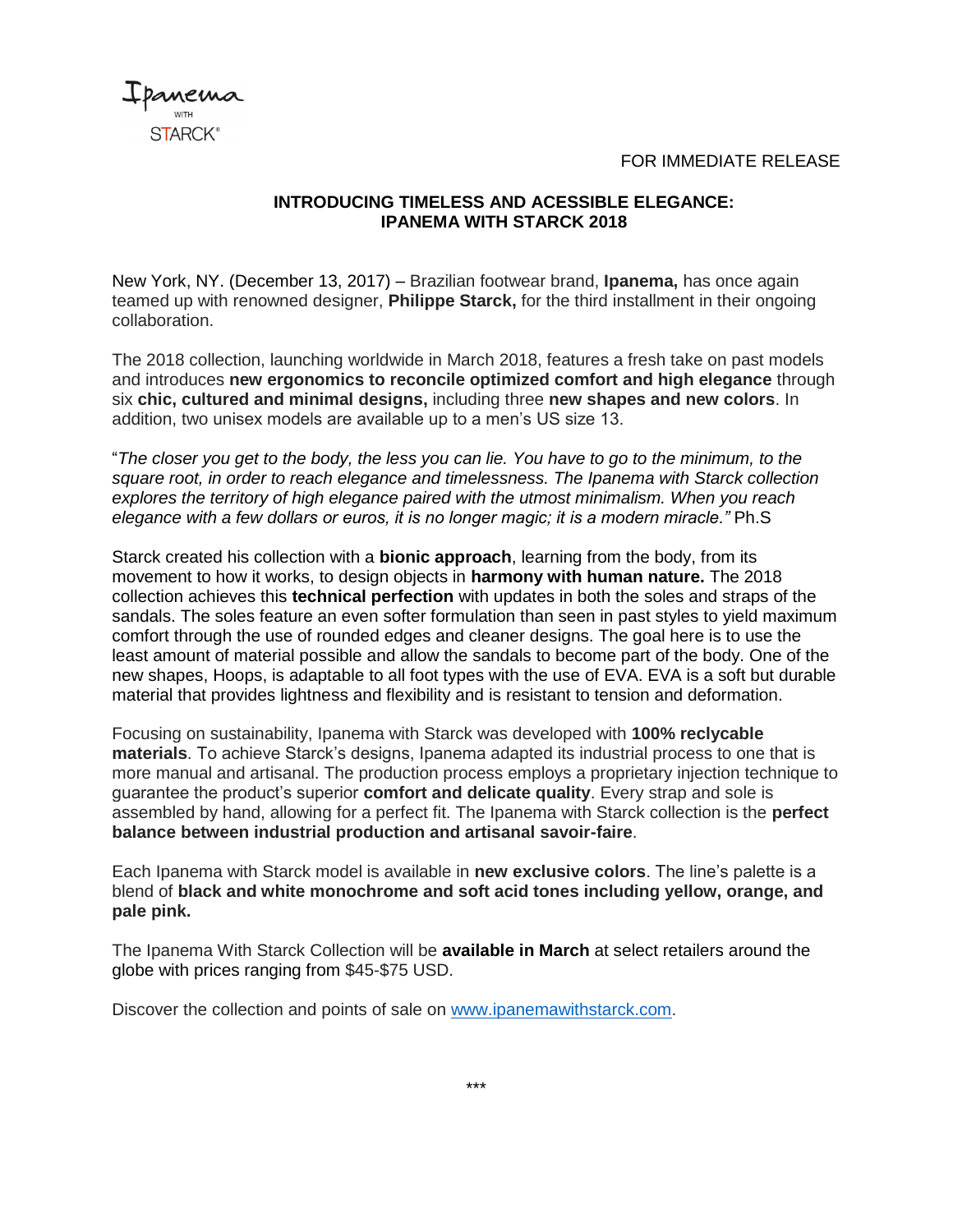Ipanema
WITH
STARCK®

FOR IMMEDIATE RELEASE

## INTRODUCING TIMELESS AND ACESSIBLE ELEGANCE: IPANEMA WITH STARCK 2018

New York, NY. (December 13, 2017) – Brazilian footwear brand, **Ipanema,** has once again teamed up with renowned designer, **Philippe Starck,** for the third installment in their ongoing collaboration.

The 2018 collection, launching worldwide in March 2018, features a fresh take on past models and introduces **new ergonomics to reconcile optimized comfort and high elegance** through six **chic, cultured and minimal designs,** including three **new shapes and new colors**. In addition, two unisex models are available up to a men's US size 13.

"*The closer you get to the body, the less you can lie. You have to go to the minimum, to the square root, in order to reach elegance and timelessness. The Ipanema with Starck collection explores the territory of high elegance paired with the utmost minimalism. When you reach elegance with a few dollars or euros, it is no longer magic; it is a modern miracle."* Ph.S

Starck created his collection with a **bionic approach**, learning from the body, from its movement to how it works, to design objects in **harmony with human nature.** The 2018 collection achieves this **technical perfection** with updates in both the soles and straps of the sandals. The soles feature an even softer formulation than seen in past styles to yield maximum comfort through the use of rounded edges and cleaner designs. The goal here is to use the least amount of material possible and allow the sandals to become part of the body. One of the new shapes, Hoops, is adaptable to all foot types with the use of EVA. EVA is a soft but durable material that provides lightness and flexibility and is resistant to tension and deformation.

Focusing on sustainability, Ipanema with Starck was developed with **100% reclycable materials**. To achieve Starck's designs, Ipanema adapted its industrial process to one that is more manual and artisanal. The production process employs a proprietary injection technique to guarantee the product's superior **comfort and delicate quality**. Every strap and sole is assembled by hand, allowing for a perfect fit. The Ipanema with Starck collection is the **perfect balance between industrial production and artisanal savoir-faire**.

Each Ipanema with Starck model is available in **new exclusive colors**. The line's palette is a blend of **black and white monochrome and soft acid tones including yellow, orange, and pale pink.**

The Ipanema With Starck Collection will be **available in March** at select retailers around the globe with prices ranging from $45-$75 USD.

Discover the collection and points of sale on [www.ipanemawithstarck.com](http://www.ipanemawithstarck.com).

***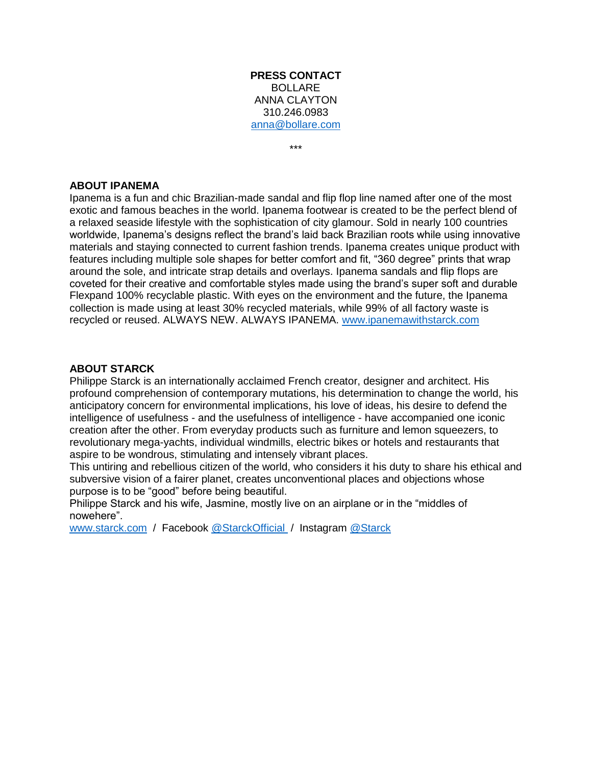**PRESS CONTACT**
BOLLARE
ANNA CLAYTON
310.246.0983
anna@bollare.com

***

**ABOUT IPANEMA**
Ipanema is a fun and chic Brazilian-made sandal and flip flop line named after one of the most exotic and famous beaches in the world. Ipanema footwear is created to be the perfect blend of a relaxed seaside lifestyle with the sophistication of city glamour. Sold in nearly 100 countries worldwide, Ipanema's designs reflect the brand's laid back Brazilian roots while using innovative materials and staying connected to current fashion trends. Ipanema creates unique product with features including multiple sole shapes for better comfort and fit, "360 degree" prints that wrap around the sole, and intricate strap details and overlays. Ipanema sandals and flip flops are coveted for their creative and comfortable styles made using the brand's super soft and durable Flexpand 100% recyclable plastic. With eyes on the environment and the future, the Ipanema collection is made using at least 30% recycled materials, while 99% of all factory waste is recycled or reused. ALWAYS NEW. ALWAYS IPANEMA. www.ipanemawithstarck.com

**ABOUT STARCK**
Philippe Starck is an internationally acclaimed French creator, designer and architect. His profound comprehension of contemporary mutations, his determination to change the world, his anticipatory concern for environmental implications, his love of ideas, his desire to defend the intelligence of usefulness - and the usefulness of intelligence - have accompanied one iconic creation after the other. From everyday products such as furniture and lemon squeezers, to revolutionary mega-yachts, individual windmills, electric bikes or hotels and restaurants that aspire to be wondrous, stimulating and intensely vibrant places.
This untiring and rebellious citizen of the world, who considers it his duty to share his ethical and subversive vision of a fairer planet, creates unconventional places and objections whose purpose is to be "good" before being beautiful.
Philippe Starck and his wife, Jasmine, mostly live on an airplane or in the "middles of nowehere".
www.starck.com / Facebook @StarckOfficial / Instagram @Starck